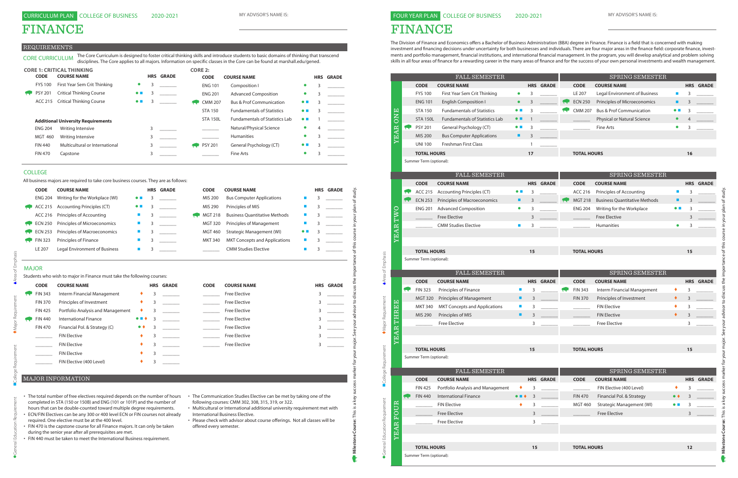CURRICULUM PLAN COLLEGE OF BUSINESS 2020-2021

MY ADVISOR'S NAME IS: ____________________

# FINANCE

## REQUIREMENTS

### CORE CURRICULUM

The Core Curriculum is designed to foster critical thinking skills and introduce students to basic domains of thinking that transcend disciplines. The Core applies to all majors. Information on specific classes in the Core can be found at marshall.edu/gened.

**CORE 1: CRITICAL THINKING**

| CODE | COURSE NAME | | HRS | GRADE |
|---|---|---|---|---|
| FYS 100 | First Year Sem Crit Thinking | ● | 3 | |
| PSY 201 | Critical Thinking Course | ● ■ | 3 | |
| ACC 215 | Critical Thinking Course | ● ■ | 3 | |

**Additional University Requirements**

| CODE | COURSE NAME | HRS | GRADE |
|---|---|---|---|
| ENG 204 | Writing Intensive | 3 | |
| MGT 460 | Writing Intensive | 3 | |
| FIN 440 | Multicultural or International | 3 | |
| FIN 470 | Capstone | 3 | |

**CORE 2:**

| CODE | COURSE NAME | | HRS | GRADE |
|---|---|---|---|---|
| ENG 101 | Composition I | ● | 3 | |
| ENG 201 | Advanced Composition | ● | 3 | |
| CMM 207 | Bus & Prof Communication | ● ■ | 3 | |
| STA 150 | Fundamentals of Statistics | ● ■ | 3 | |
| STA 150L | Fundamentals of Statistics Lab | ● ■ | 1 | |
| | Natural/Physical Science | ● | 4 | |
| | Humanities | ● | 3 | |
| PSY 201 | General Psychology (CT) | ● ■ | 3 | |
| | Fine Arts | ● | 3 | |

### COLLEGE

All business majors are required to take core business courses. They are as follows:

| CODE | COURSE NAME | | HRS | GRADE |
|---|---|---|---|---|
| ENG 204 | Writing for the Workplace (WI) | ● ■ | 3 | |
| ACC 215 | Accounting Principles (CT) | ● ■ | 3 | |
| ACC 216 | Principles of Accounting | ■ | 3 | |
| ECN 250 | Principles of Microeconomics | ■ | 3 | |
| ECN 253 | Principles of Macroeconomics | ■ | 3 | |
| FIN 323 | Principles of Finance | ■ | 3 | |
| LE 207 | Legal Environment of Business | ■ | 3 | |
| MIS 200 | Bus Computer Applications | ■ | 3 | |
| MIS 290 | Principles of MIS | ■ | 3 | |
| MGT 218 | Business Quantitative Methods | ■ | 3 | |
| MGT 320 | Principles of Management | ■ | 3 | |
| MGT 460 | Strategic Management (WI) | ● ■ | 3 | |
| MKT 340 | MKT Concepts and Applications | ■ | 3 | |
| | CMM Studies Elective | ■ | 3 | |

### MAJOR

Students who wish to major in Finance must take the following courses:

| CODE | COURSE NAME | | HRS | GRADE |
|---|---|---|---|---|
| FIN 343 | Interm Financial Management | ♦ | 3 | |
| FIN 370 | Principles of Investment | ♦ | 3 | |
| FIN 425 | Portfolio Analysis and Management | ♦ | 3 | |
| FIN 440 | International Finance | ● ■ ♦ | 3 | |
| FIN 470 | Financial Pol. & Strategy (C) | ● ♦ | 3 | |
| | FIN Elective | ♦ | 3 | |
| | FIN Elective | ♦ | 3 | |
| | FIN Elective | ♦ | 3 | |
| | FIN Elective (400 Level) | ♦ | 3 | |
| | Free Elective | | 3 | |
| | Free Elective | | 3 | |
| | Free Elective | | 3 | |
| | Free Elective | | 3 | |
| | Free Elective | | 3 | |
| | Free Elective | | 3 | |
| | Free Elective | | 3 | |

### MAJOR INFORMATION

- The total number of free electives required depends on the number of hours completed in STA (150 or 150B) and ENG (101 or 101P) and the number of hours that can be double-counted toward multiple degree requirements.
- ECN/FIN Electives can be any 300 or 400 level ECN or FIN courses not already required. One elective must be at the 400 level.
- FIN 470 is the capstone course for all Finance majors. It can only be taken during the senior year after all prerequisites are met.
- FIN 440 must be taken to meet the International Business requirement.
- The Communication Studies Elective can be met by taking one of the following courses: CMM 302, 308, 315, 319, or 322.
- Multicultural or International additional university requirement met with International Business Elective.
- Please check with advisor about course offerings. Not all classes will be offered every semester.

● General Education Requirement ■ College Requirement ♦ Major Requirement ♦ Area of Emphasis

**Milestone Course:** This is a key success marker for your major. See your advisor to discuss the importance of this course in your plan of study.

---

FOUR YEAR PLAN COLLEGE OF BUSINESS 2020-2021

MY ADVISOR'S NAME IS: ____________________

# FINANCE

The Division of Finance and Economics offers a Bachelor of Business Administration (BBA) degree in Finance. Finance is a field that is concerned with making investment and financing decisions under uncertainty for both businesses and individuals. There are four major areas in the finance field: corporate finance, investments and portfolio management, financial institutions, and international financial management. In the program, you will develop analytical and problem solving skills in all four areas of finance for a rewarding career in the many areas of finance and for the success of your own personal investments and wealth management.

### YEAR ONE

| FALL SEMESTER CODE | COURSE NAME | | HRS | GRADE | SPRING SEMESTER CODE | COURSE NAME | | HRS | GRADE |
|---|---|---|---|---|---|---|---|---|---|
| FYS 100 | First Year Sem Crit Thinking | ● | 3 | | LE 207 | Legal Environment of Business | ■ | 3 | |
| ENG 101 | English Composition I | ● | 3 | | ECN 250 | Principles of Microeconomics | ■ | 3 | |
| STA 150 | Fundamentals of Statistics | ● ■ | 3 | | CMM 207 | Bus & Prof Communication | ● ■ | 3 | |
| STA 150L | Fundamentals of Statistics Lab | ● ■ | 1 | | | Physical or Natural Science | ● | 4 | |
| PSY 201 | General Psychology (CT) | ● ■ | 3 | | | Fine Arts | ● | 3 | |
| MIS 200 | Bus Computer Applications | ■ | 3 | | | | | | |
| UNI 100 | Freshman First Class | | 1 | | | | | | |
| **TOTAL HOURS** | | | **17** | | **TOTAL HOURS** | | | **16** | |

Summer Term (optional):

### YEAR TWO

| FALL SEMESTER CODE | COURSE NAME | | HRS | GRADE | SPRING SEMESTER CODE | COURSE NAME | | HRS | GRADE |
|---|---|---|---|---|---|---|---|---|---|
| ACC 215 | Accounting Principles (CT) | ● ■ | 3 | | ACC 216 | Principles of Accounting | ■ | 3 | |
| ECN 253 | Principles of Macroeconomics | ■ | 3 | | MGT 218 | Business Quantitative Methods | ■ | 3 | |
| ENG 201 | Advanced Composition | ● | 3 | | ENG 204 | Writing for the Workplace | ● ■ | 3 | |
| | Free Elective | | 3 | | | Free Elective | | 3 | |
| | CMM Studies Elective | ■ | 3 | | | Humanities | ● | 3 | |
| **TOTAL HOURS** | | | **15** | | **TOTAL HOURS** | | | **15** | |

Summer Term (optional):

### YEAR THREE

| FALL SEMESTER CODE | COURSE NAME | | HRS | GRADE | SPRING SEMESTER CODE | COURSE NAME | | HRS | GRADE |
|---|---|---|---|---|---|---|---|---|---|
| FIN 323 | Principles of Finance | ■ | 3 | | FIN 343 | Interm Financial Management | ♦ | 3 | |
| MGT 320 | Principles of Management | ■ | 3 | | FIN 370 | Principles of Investment | ♦ | 3 | |
| MKT 340 | MKT Concepts and Applications | ■ | 3 | | | FIN Elective | ♦ | 3 | |
| MIS 290 | Principles of MIS | ■ | 3 | | | FIN Elective | ♦ | 3 | |
| | Free Elective | | 3 | | | Free Elective | | 3 | |
| **TOTAL HOURS** | | | **15** | | **TOTAL HOURS** | | | **15** | |

Summer Term (optional):

### YEAR FOUR

| FALL SEMESTER CODE | COURSE NAME | | HRS | GRADE | SPRING SEMESTER CODE | COURSE NAME | | HRS | GRADE |
|---|---|---|---|---|---|---|---|---|---|
| FIN 425 | Portfolio Analysis and Management | ♦ | 3 | | | FIN Elective (400 Level) | ♦ | 3 | |
| FIN 440 | International Finance | ● ■ ♦ | 3 | | FIN 470 | Financial Pol. & Strategy | ● ♦ | 3 | |
| | FIN Elective | ♦ | 3 | | MGT 460 | Strategic Management (WI) | ● ■ | 3 | |
| | Free Elective | | 3 | | | Free Elective | | 3 | |
| | Free Elective | | 3 | | | | | | |
| **TOTAL HOURS** | | | **15** | | **TOTAL HOURS** | | | **12** | |

Summer Term (optional):

● General Education Requirement ■ College Requirement ♦ Major Requirement ♦ Area of Emphasis

**Milestone Course:** This is a key success marker for your major. See your advisor to discuss the importance of this course in your plan of study.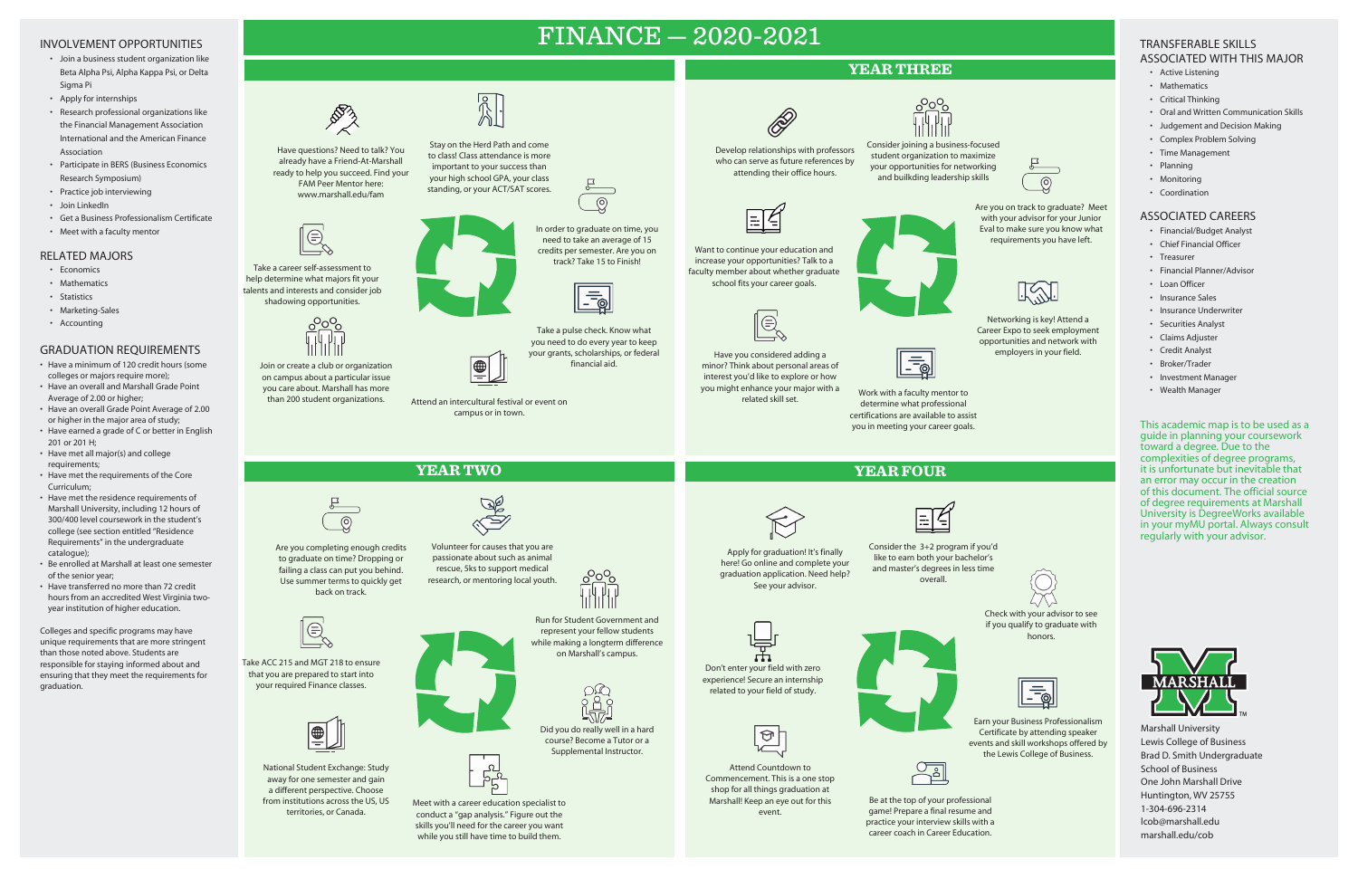# FINANCE — 2020-2021

## INVOLVEMENT OPPORTUNITIES

- Join a business student organization like Beta Alpha Psi, Alpha Kappa Psi, or Delta Sigma Pi
- Apply for internships
- Research professional organizations like the Financial Management Association International and the American Finance Association
- Participate in BERS (Business Economics Research Symposium)
- Practice job interviewing
- Join LinkedIn
- Get a Business Professionalism Certificate
- Meet with a faculty mentor

## RELATED MAJORS

- Economics
- Mathematics
- Statistics
- Marketing-Sales
- Accounting

## GRADUATION REQUIREMENTS

- Have a minimum of 120 credit hours (some colleges or majors require more);
- Have an overall and Marshall Grade Point Average of 2.00 or higher;
- Have an overall Grade Point Average of 2.00 or higher in the major area of study;
- Have earned a grade of C or better in English 201 or 201 H;
- Have met all major(s) and college requirements;
- Have met the requirements of the Core Curriculum;
- Have met the residence requirements of Marshall University, including 12 hours of 300/400 level coursework in the student's college (see section entitled "Residence Requirements" in the undergraduate catalogue);
- Be enrolled at Marshall at least one semester of the senior year;
- Have transferred no more than 72 credit hours from an accredited West Virginia two-year institution of higher education.

Colleges and specific programs may have unique requirements that are more stringent than those noted above. Students are responsible for staying informed about and ensuring that they meet the requirements for graduation.

## YEAR ONE

Have questions? Need to talk? You already have a Friend-At-Marshall ready to help you succeed. Find your FAM Peer Mentor here: www.marshall.edu/fam

Stay on the Herd Path and come to class! Class attendance is more important to your success than your high school GPA, your class standing, or your ACT/SAT scores.

In order to graduate on time, you need to take an average of 15 credits per semester. Are you on track? Take 15 to Finish!

Take a career self-assessment to help determine what majors fit your talents and interests and consider job shadowing opportunities.

Take a pulse check. Know what you need to do every year to keep your grants, scholarships, or federal financial aid.

Join or create a club or organization on campus about a particular issue you care about. Marshall has more than 200 student organizations.

Attend an intercultural festival or event on campus or in town.

## YEAR TWO

Are you completing enough credits to graduate on time? Dropping or failing a class can put you behind. Use summer terms to quickly get back on track.

Volunteer for causes that you are passionate about such as animal rescue, 5ks to support medical research, or mentoring local youth.

Run for Student Government and represent your fellow students while making a longterm difference on Marshall's campus.

Take ACC 215 and MGT 218 to ensure that you are prepared to start into your required Finance classes.

Did you do really well in a hard course? Become a Tutor or a Supplemental Instructor.

National Student Exchange: Study away for one semester and gain a different perspective. Choose from institutions across the US, US territories, or Canada.

Meet with a career education specialist to conduct a "gap analysis." Figure out the skills you'll need for the career you want while you still have time to build them.

## YEAR THREE

Develop relationships with professors who can serve as future references by attending their office hours.

Consider joining a business-focused student organization to maximize your opportunities for networking and builkding leadership skills

Are you on track to graduate? Meet with your advisor for your Junior Eval to make sure you know what requirements you have left.

Want to continue your education and increase your opportunities? Talk to a faculty member about whether graduate school fits your career goals.

Networking is key! Attend a Career Expo to seek employment opportunities and network with employers in your field.

Have you considered adding a minor? Think about personal areas of interest you'd like to explore or how you might enhance your major with a related skill set.

Work with a faculty mentor to determine what professional certifications are available to assist you in meeting your career goals.

## YEAR FOUR

Apply for graduation! It's finally here! Go online and complete your graduation application. Need help? See your advisor.

Consider the 3+2 program if you'd like to earn both your bachelor's and master's degrees in less time overall.

Check with your advisor to see if you qualify to graduate with honors.

Don't enter your field with zero experience! Secure an internship related to your field of study.

Earn your Business Professionalism Certificate by attending speaker events and skill workshops offered by the Lewis College of Business.

Attend Countdown to Commencement. This is a one stop shop for all things graduation at Marshall! Keep an eye out for this event.

Be at the top of your professional game! Prepare a final resume and practice your interview skills with a career coach in Career Education.

## TRANSFERABLE SKILLS ASSOCIATED WITH THIS MAJOR

- Active Listening
- Mathematics
- Critical Thinking
- Oral and Written Communication Skills
- Judgement and Decision Making
- Complex Problem Solving
- Time Management
- Planning
- Monitoring
- Coordination

## ASSOCIATED CAREERS

- Financial/Budget Analyst
- Chief Financial Officer
- Treasurer
- Financial Planner/Advisor
- Loan Officer
- Insurance Sales
- Insurance Underwriter
- Securities Analyst
- Claims Adjuster
- Credit Analyst
- Broker/Trader
- Investment Manager
- Wealth Manager

This academic map is to be used as a guide in planning your coursework toward a degree. Due to the complexities of degree programs, it is unfortunate but inevitable that an error may occur in the creation of this document. The official source of degree requirements at Marshall University is DegreeWorks available in your myMU portal. Always consult regularly with your advisor.

MARSHALL

Marshall University
Lewis College of Business
Brad D. Smith Undergraduate School of Business
One John Marshall Drive
Huntington, WV 25755
1-304-696-2314
lcob@marshall.edu
marshall.edu/cob